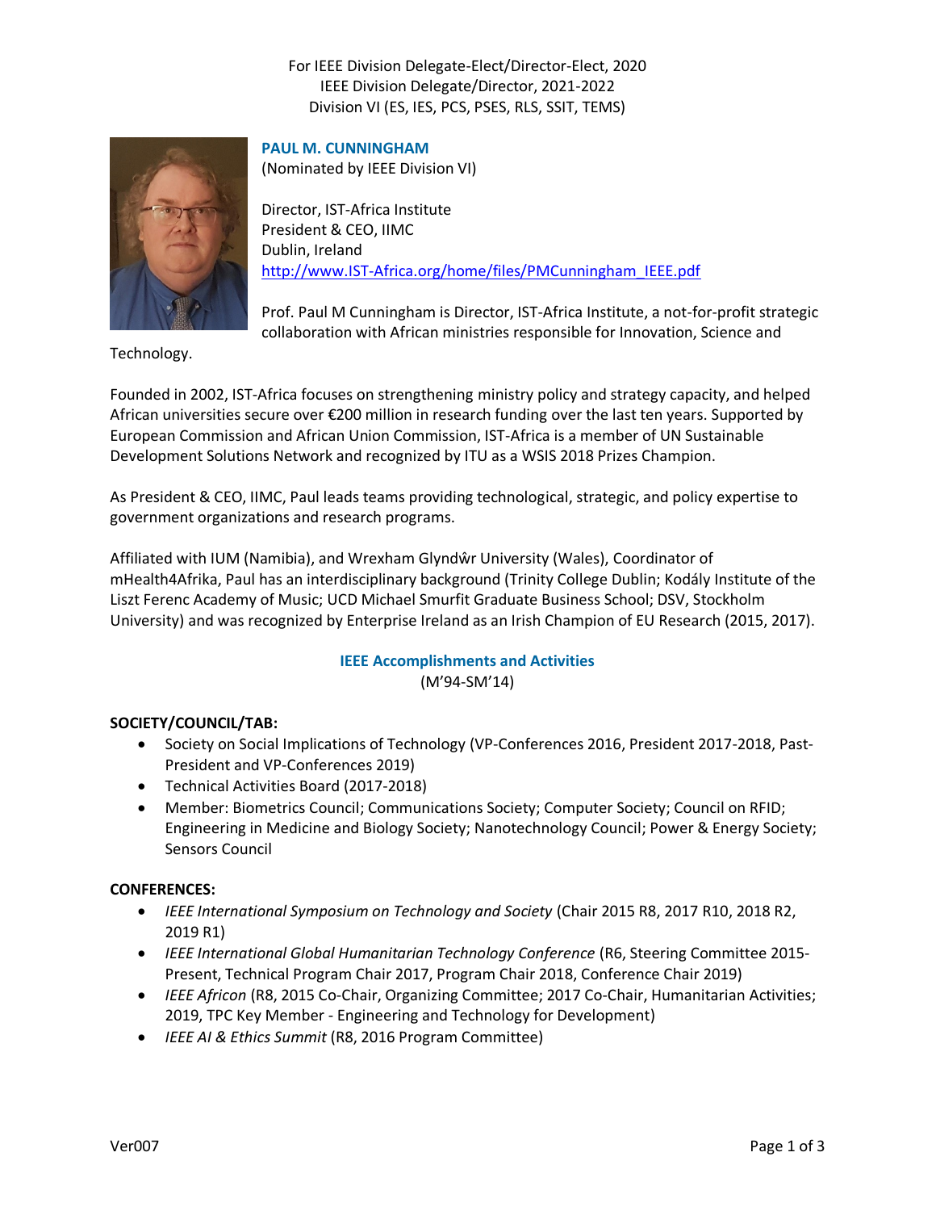For IEEE Division Delegate-Elect/Director-Elect, 2020
IEEE Division Delegate/Director, 2021-2022
Division VI (ES, IES, PCS, PSES, RLS, SSIT, TEMS)

**PAUL M. CUNNINGHAM**
(Nominated by IEEE Division VI)

Director, IST-Africa Institute
President & CEO, IIMC
Dublin, Ireland
http://www.IST-Africa.org/home/files/PMCunningham_IEEE.pdf

Prof. Paul M Cunningham is Director, IST-Africa Institute, a not-for-profit strategic collaboration with African ministries responsible for Innovation, Science and Technology.

Founded in 2002, IST-Africa focuses on strengthening ministry policy and strategy capacity, and helped African universities secure over €200 million in research funding over the last ten years. Supported by European Commission and African Union Commission, IST-Africa is a member of UN Sustainable Development Solutions Network and recognized by ITU as a WSIS 2018 Prizes Champion.

As President & CEO, IIMC, Paul leads teams providing technological, strategic, and policy expertise to government organizations and research programs.

Affiliated with IUM (Namibia), and Wrexham Glyndŵr University (Wales), Coordinator of mHealth4Afrika, Paul has an interdisciplinary background (Trinity College Dublin; Kodály Institute of the Liszt Ferenc Academy of Music; UCD Michael Smurfit Graduate Business School; DSV, Stockholm University) and was recognized by Enterprise Ireland as an Irish Champion of EU Research (2015, 2017).

## IEEE Accomplishments and Activities

(M'94-SM'14)

**SOCIETY/COUNCIL/TAB:**

- Society on Social Implications of Technology (VP-Conferences 2016, President 2017-2018, Past-President and VP-Conferences 2019)
- Technical Activities Board (2017-2018)
- Member: Biometrics Council; Communications Society; Computer Society; Council on RFID; Engineering in Medicine and Biology Society; Nanotechnology Council; Power & Energy Society; Sensors Council

**CONFERENCES:**

- *IEEE International Symposium on Technology and Society* (Chair 2015 R8, 2017 R10, 2018 R2, 2019 R1)
- *IEEE International Global Humanitarian Technology Conference* (R6, Steering Committee 2015-Present, Technical Program Chair 2017, Program Chair 2018, Conference Chair 2019)
- *IEEE Africon* (R8, 2015 Co-Chair, Organizing Committee; 2017 Co-Chair, Humanitarian Activities; 2019, TPC Key Member - Engineering and Technology for Development)
- *IEEE AI & Ethics Summit* (R8, 2016 Program Committee)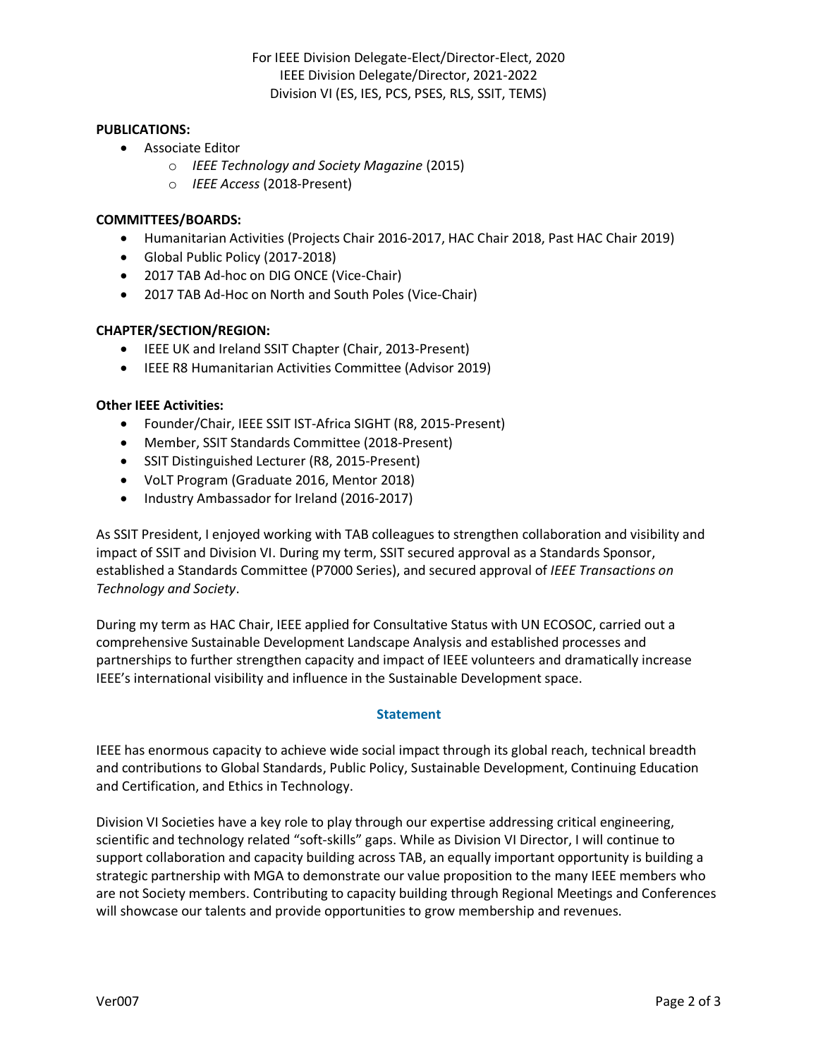For IEEE Division Delegate-Elect/Director-Elect, 2020
IEEE Division Delegate/Director, 2021-2022
Division VI (ES, IES, PCS, PSES, RLS, SSIT, TEMS)

**PUBLICATIONS:**

- Associate Editor
  - *IEEE Technology and Society Magazine* (2015)
  - *IEEE Access* (2018-Present)

**COMMITTEES/BOARDS:**

- Humanitarian Activities (Projects Chair 2016-2017, HAC Chair 2018, Past HAC Chair 2019)
- Global Public Policy (2017-2018)
- 2017 TAB Ad-hoc on DIG ONCE (Vice-Chair)
- 2017 TAB Ad-Hoc on North and South Poles (Vice-Chair)

**CHAPTER/SECTION/REGION:**

- IEEE UK and Ireland SSIT Chapter (Chair, 2013-Present)
- IEEE R8 Humanitarian Activities Committee (Advisor 2019)

**Other IEEE Activities:**

- Founder/Chair, IEEE SSIT IST-Africa SIGHT (R8, 2015-Present)
- Member, SSIT Standards Committee (2018-Present)
- SSIT Distinguished Lecturer (R8, 2015-Present)
- VoLT Program (Graduate 2016, Mentor 2018)
- Industry Ambassador for Ireland (2016-2017)

As SSIT President, I enjoyed working with TAB colleagues to strengthen collaboration and visibility and impact of SSIT and Division VI. During my term, SSIT secured approval as a Standards Sponsor, established a Standards Committee (P7000 Series), and secured approval of *IEEE Transactions on Technology and Society*.

During my term as HAC Chair, IEEE applied for Consultative Status with UN ECOSOC, carried out a comprehensive Sustainable Development Landscape Analysis and established processes and partnerships to further strengthen capacity and impact of IEEE volunteers and dramatically increase IEEE's international visibility and influence in the Sustainable Development space.

## Statement

IEEE has enormous capacity to achieve wide social impact through its global reach, technical breadth and contributions to Global Standards, Public Policy, Sustainable Development, Continuing Education and Certification, and Ethics in Technology.

Division VI Societies have a key role to play through our expertise addressing critical engineering, scientific and technology related "soft-skills" gaps. While as Division VI Director, I will continue to support collaboration and capacity building across TAB, an equally important opportunity is building a strategic partnership with MGA to demonstrate our value proposition to the many IEEE members who are not Society members. Contributing to capacity building through Regional Meetings and Conferences will showcase our talents and provide opportunities to grow membership and revenues.

Ver007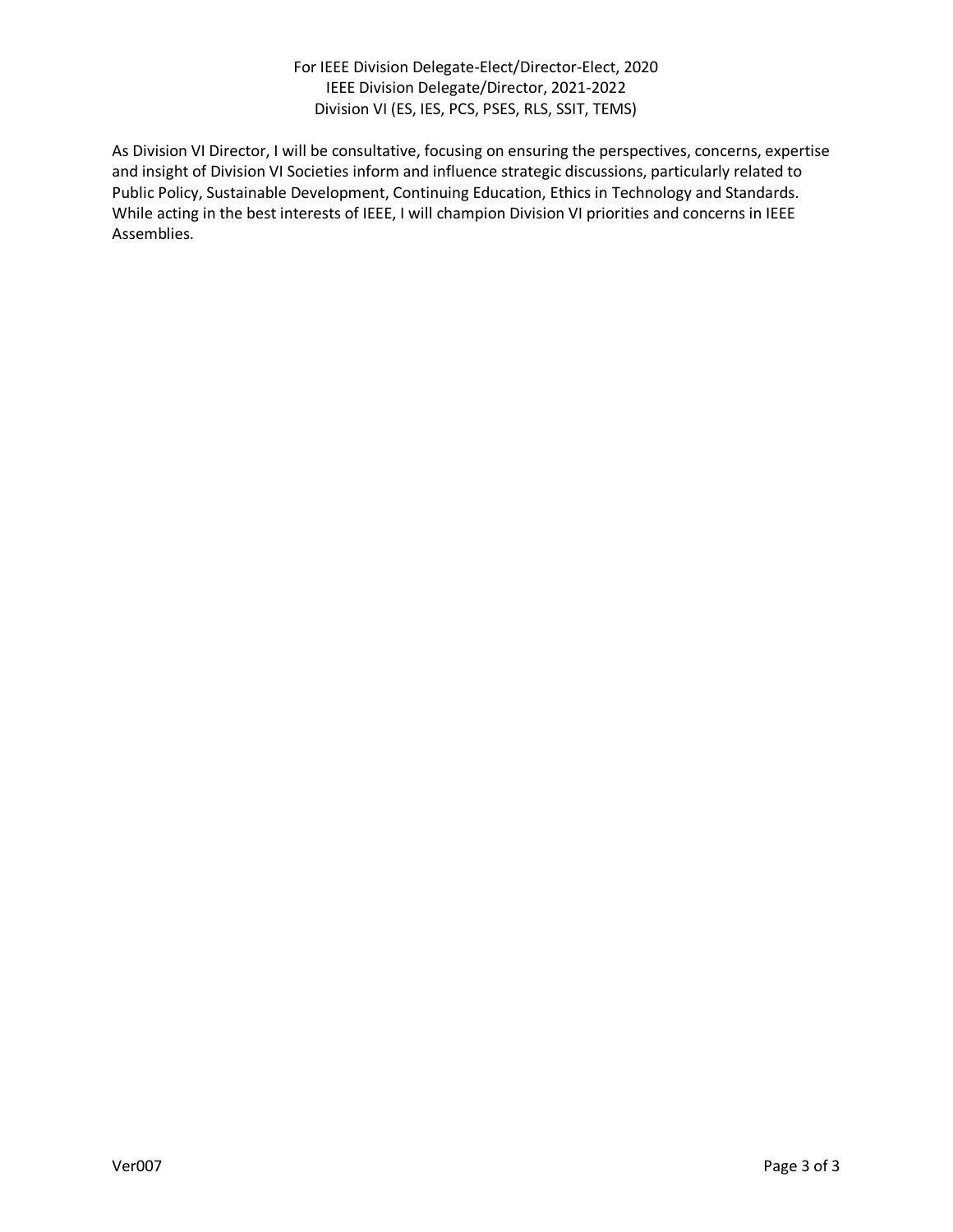As Division VI Director, I will be consultative, focusing on ensuring the perspectives, concerns, expertise and insight of Division VI Societies inform and influence strategic discussions, particularly related to Public Policy, Sustainable Development, Continuing Education, Ethics in Technology and Standards. While acting in the best interests of IEEE, I will champion Division VI priorities and concerns in IEEE Assemblies.